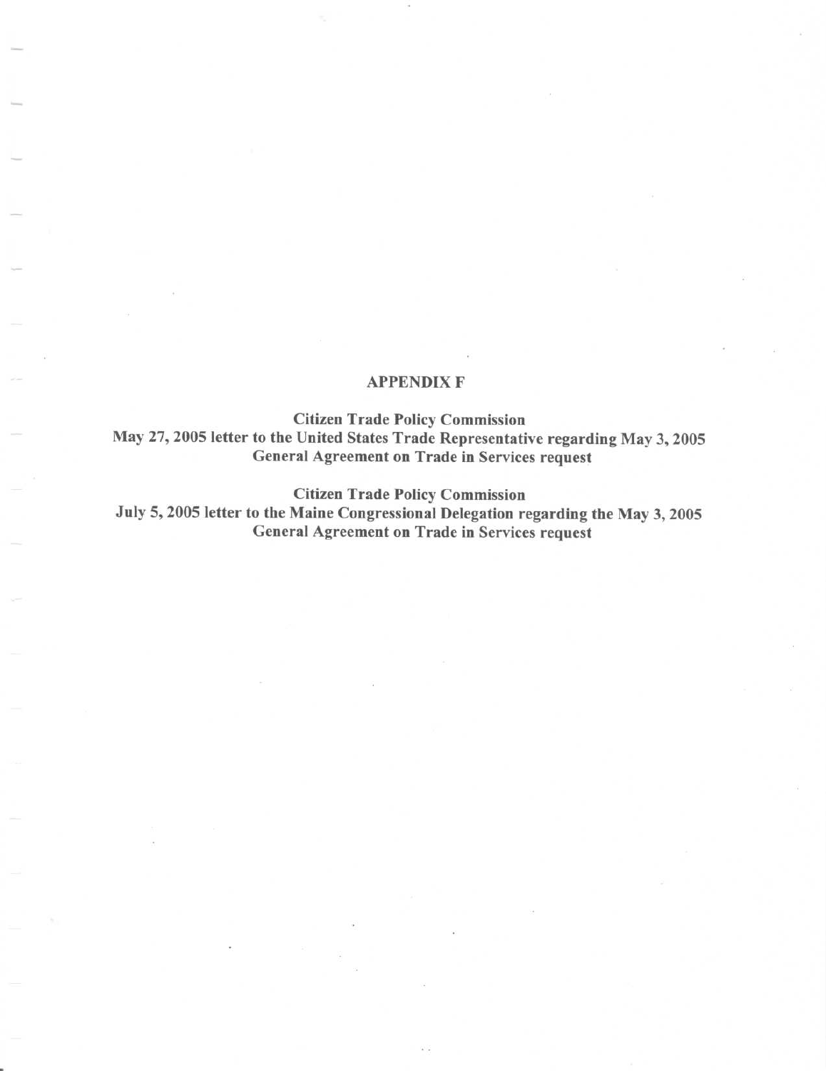# APPENDIX F

**Citizen Trade Policy Commission**
**May 27, 2005 letter to the United States Trade Representative regarding May 3, 2005 General Agreement on Trade in Services request**

**Citizen Trade Policy Commission**
**July 5, 2005 letter to the Maine Congressional Delegation regarding the May 3, 2005 General Agreement on Trade in Services request**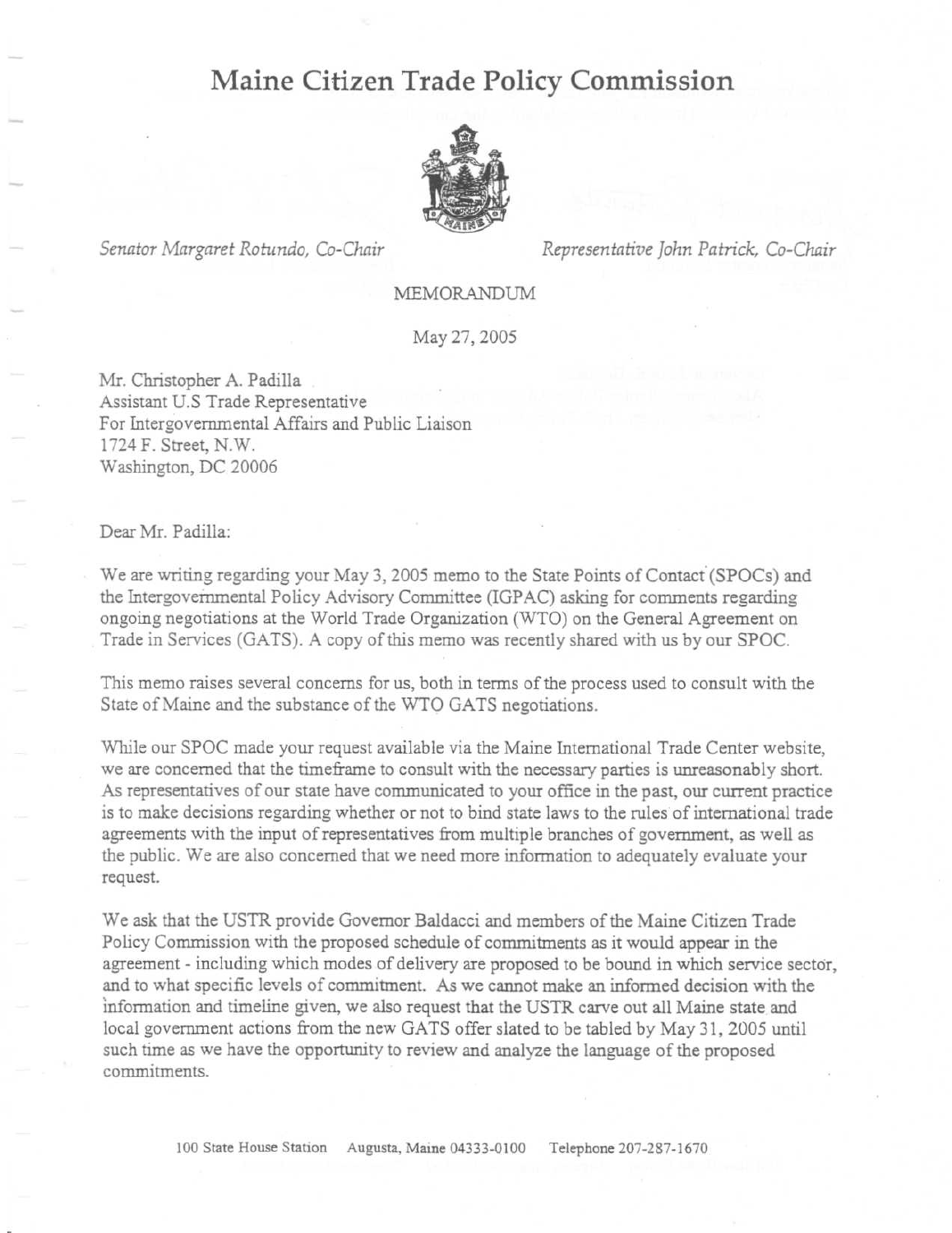# Maine Citizen Trade Policy Commission

*Senator Margaret Rotundo, Co-Chair* *Representative John Patrick, Co-Chair*

MEMORANDUM

May 27, 2005

Mr. Christopher A. Padilla
Assistant U.S Trade Representative
For Intergovernmental Affairs and Public Liaison
1724 F. Street, N.W.
Washington, DC 20006

Dear Mr. Padilla:

We are writing regarding your May 3, 2005 memo to the State Points of Contact (SPOCs) and the Intergovernmental Policy Advisory Committee (IGPAC) asking for comments regarding ongoing negotiations at the World Trade Organization (WTO) on the General Agreement on Trade in Services (GATS). A copy of this memo was recently shared with us by our SPOC.

This memo raises several concerns for us, both in terms of the process used to consult with the State of Maine and the substance of the WTO GATS negotiations.

While our SPOC made your request available via the Maine International Trade Center website, we are concerned that the timeframe to consult with the necessary parties is unreasonably short. As representatives of our state have communicated to your office in the past, our current practice is to make decisions regarding whether or not to bind state laws to the rules of international trade agreements with the input of representatives from multiple branches of government, as well as the public. We are also concerned that we need more information to adequately evaluate your request.

We ask that the USTR provide Governor Baldacci and members of the Maine Citizen Trade Policy Commission with the proposed schedule of commitments as it would appear in the agreement - including which modes of delivery are proposed to be bound in which service sector, and to what specific levels of commitment. As we cannot make an informed decision with the information and timeline given, we also request that the USTR carve out all Maine state and local government actions from the new GATS offer slated to be tabled by May 31, 2005 until such time as we have the opportunity to review and analyze the language of the proposed commitments.

100 State House Station Augusta, Maine 04333-0100 Telephone 207-287-1670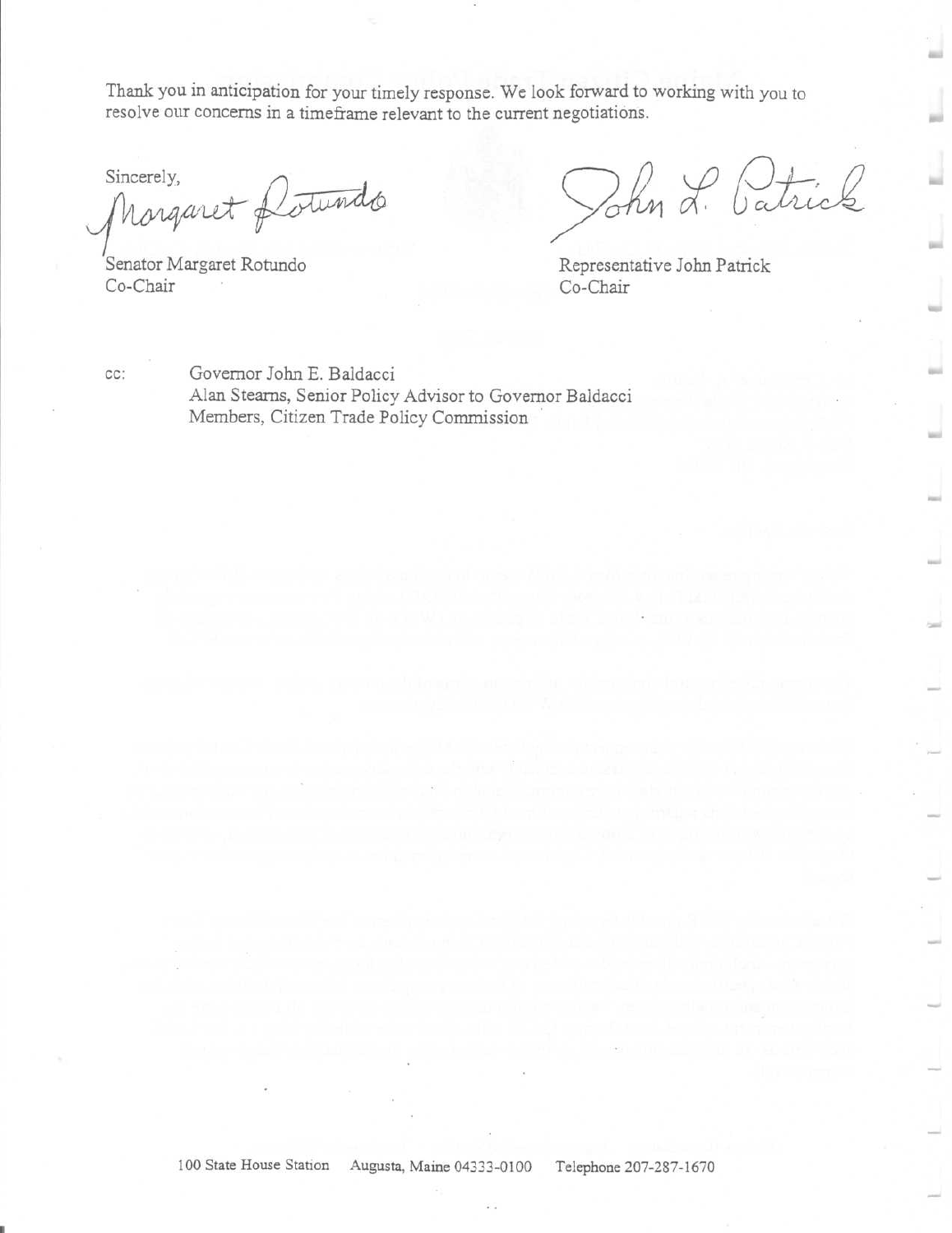Thank you in anticipation for your timely response. We look forward to working with you to resolve our concerns in a timeframe relevant to the current negotiations.

Sincerely,

Margaret Rotundo

Senator Margaret Rotundo
Co-Chair

John L. Patrick

Representative John Patrick
Co-Chair

cc: Governor John E. Baldacci
Alan Stearns, Senior Policy Advisor to Governor Baldacci
Members, Citizen Trade Policy Commission

100 State House Station Augusta, Maine 04333-0100 Telephone 207-287-1670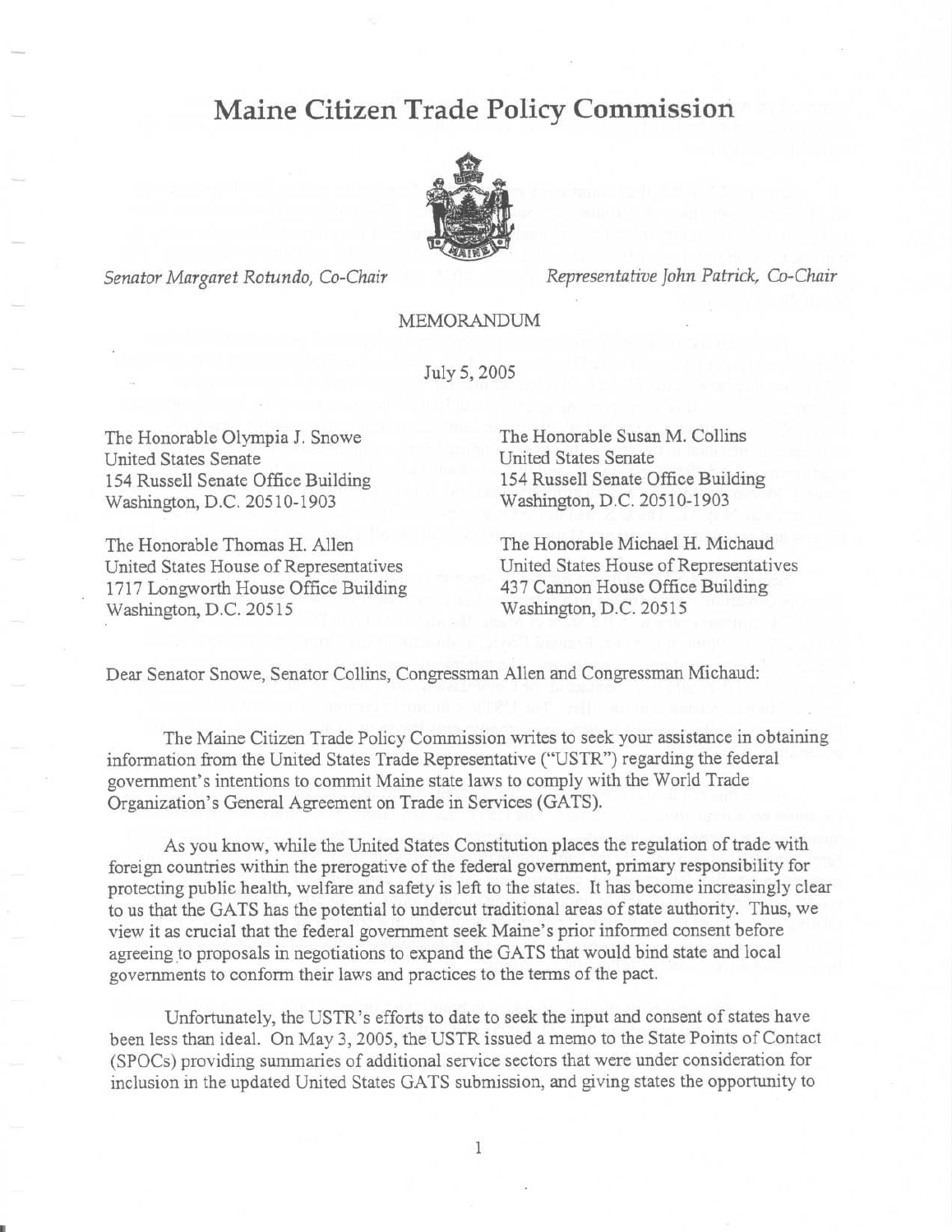# Maine Citizen Trade Policy Commission

*Senator Margaret Rotundo, Co-Chair*

*Representative John Patrick, Co-Chair*

MEMORANDUM

July 5, 2005

The Honorable Olympia J. Snowe
United States Senate
154 Russell Senate Office Building
Washington, D.C. 20510-1903

The Honorable Susan M. Collins
United States Senate
154 Russell Senate Office Building
Washington, D.C. 20510-1903

The Honorable Thomas H. Allen
United States House of Representatives
1717 Longworth House Office Building
Washington, D.C. 20515

The Honorable Michael H. Michaud
United States House of Representatives
437 Cannon House Office Building
Washington, D.C. 20515

Dear Senator Snowe, Senator Collins, Congressman Allen and Congressman Michaud:

The Maine Citizen Trade Policy Commission writes to seek your assistance in obtaining information from the United States Trade Representative ("USTR") regarding the federal government's intentions to commit Maine state laws to comply with the World Trade Organization's General Agreement on Trade in Services (GATS).

As you know, while the United States Constitution places the regulation of trade with foreign countries within the prerogative of the federal government, primary responsibility for protecting public health, welfare and safety is left to the states. It has become increasingly clear to us that the GATS has the potential to undercut traditional areas of state authority. Thus, we view it as crucial that the federal government seek Maine's prior informed consent before agreeing to proposals in negotiations to expand the GATS that would bind state and local governments to conform their laws and practices to the terms of the pact.

Unfortunately, the USTR's efforts to date to seek the input and consent of states have been less than ideal. On May 3, 2005, the USTR issued a memo to the State Points of Contact (SPOCs) providing summaries of additional service sectors that were under consideration for inclusion in the updated United States GATS submission, and giving states the opportunity to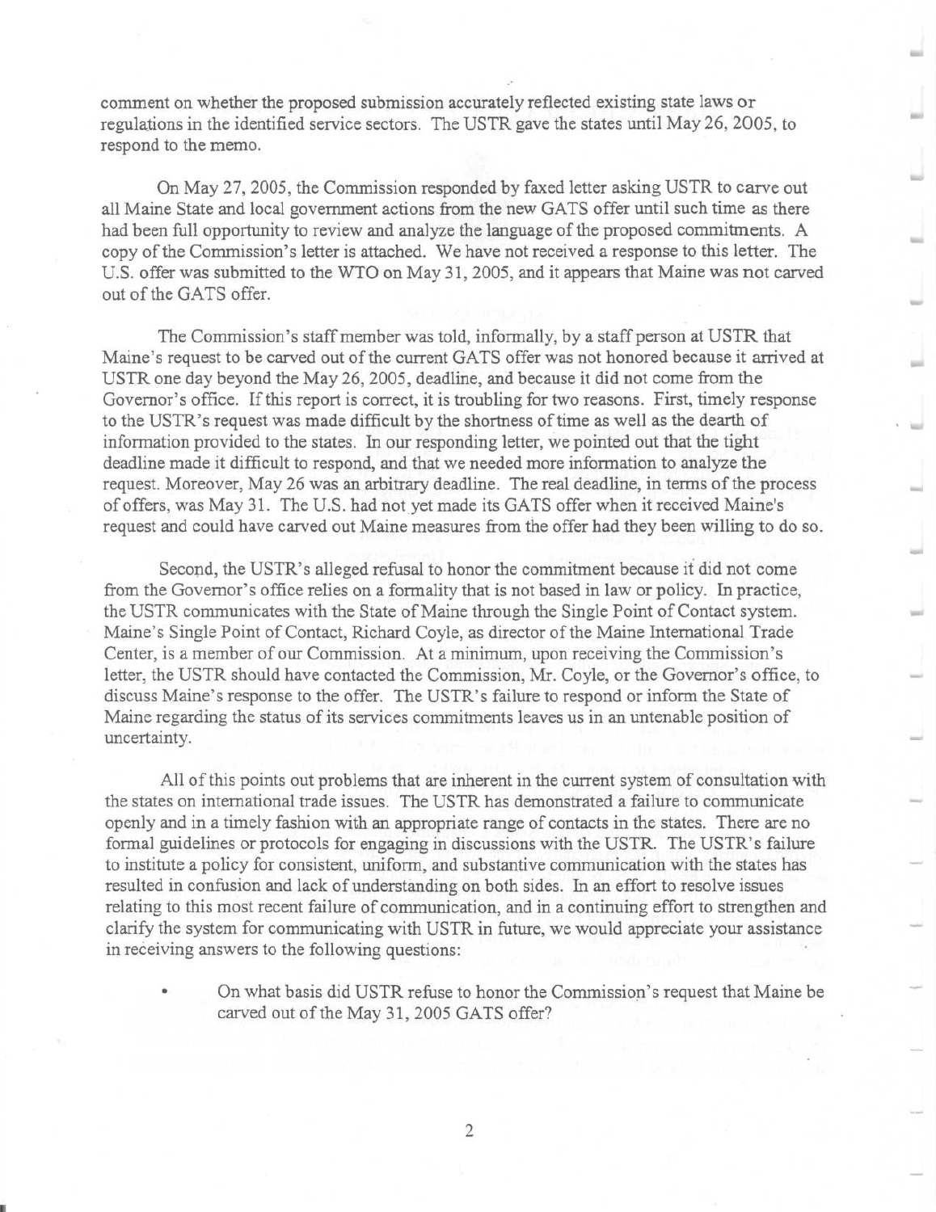comment on whether the proposed submission accurately reflected existing state laws or regulations in the identified service sectors. The USTR gave the states until May 26, 2005, to respond to the memo.

On May 27, 2005, the Commission responded by faxed letter asking USTR to carve out all Maine State and local government actions from the new GATS offer until such time as there had been full opportunity to review and analyze the language of the proposed commitments. A copy of the Commission's letter is attached. We have not received a response to this letter. The U.S. offer was submitted to the WTO on May 31, 2005, and it appears that Maine was not carved out of the GATS offer.

The Commission's staff member was told, informally, by a staff person at USTR that Maine's request to be carved out of the current GATS offer was not honored because it arrived at USTR one day beyond the May 26, 2005, deadline, and because it did not come from the Governor's office. If this report is correct, it is troubling for two reasons. First, timely response to the USTR's request was made difficult by the shortness of time as well as the dearth of information provided to the states. In our responding letter, we pointed out that the tight deadline made it difficult to respond, and that we needed more information to analyze the request. Moreover, May 26 was an arbitrary deadline. The real deadline, in terms of the process of offers, was May 31. The U.S. had not yet made its GATS offer when it received Maine's request and could have carved out Maine measures from the offer had they been willing to do so.

Second, the USTR's alleged refusal to honor the commitment because it did not come from the Governor's office relies on a formality that is not based in law or policy. In practice, the USTR communicates with the State of Maine through the Single Point of Contact system. Maine's Single Point of Contact, Richard Coyle, as director of the Maine International Trade Center, is a member of our Commission. At a minimum, upon receiving the Commission's letter, the USTR should have contacted the Commission, Mr. Coyle, or the Governor's office, to discuss Maine's response to the offer. The USTR's failure to respond or inform the State of Maine regarding the status of its services commitments leaves us in an untenable position of uncertainty.

All of this points out problems that are inherent in the current system of consultation with the states on international trade issues. The USTR has demonstrated a failure to communicate openly and in a timely fashion with an appropriate range of contacts in the states. There are no formal guidelines or protocols for engaging in discussions with the USTR. The USTR's failure to institute a policy for consistent, uniform, and substantive communication with the states has resulted in confusion and lack of understanding on both sides. In an effort to resolve issues relating to this most recent failure of communication, and in a continuing effort to strengthen and clarify the system for communicating with USTR in future, we would appreciate your assistance in receiving answers to the following questions:

- On what basis did USTR refuse to honor the Commission's request that Maine be carved out of the May 31, 2005 GATS offer?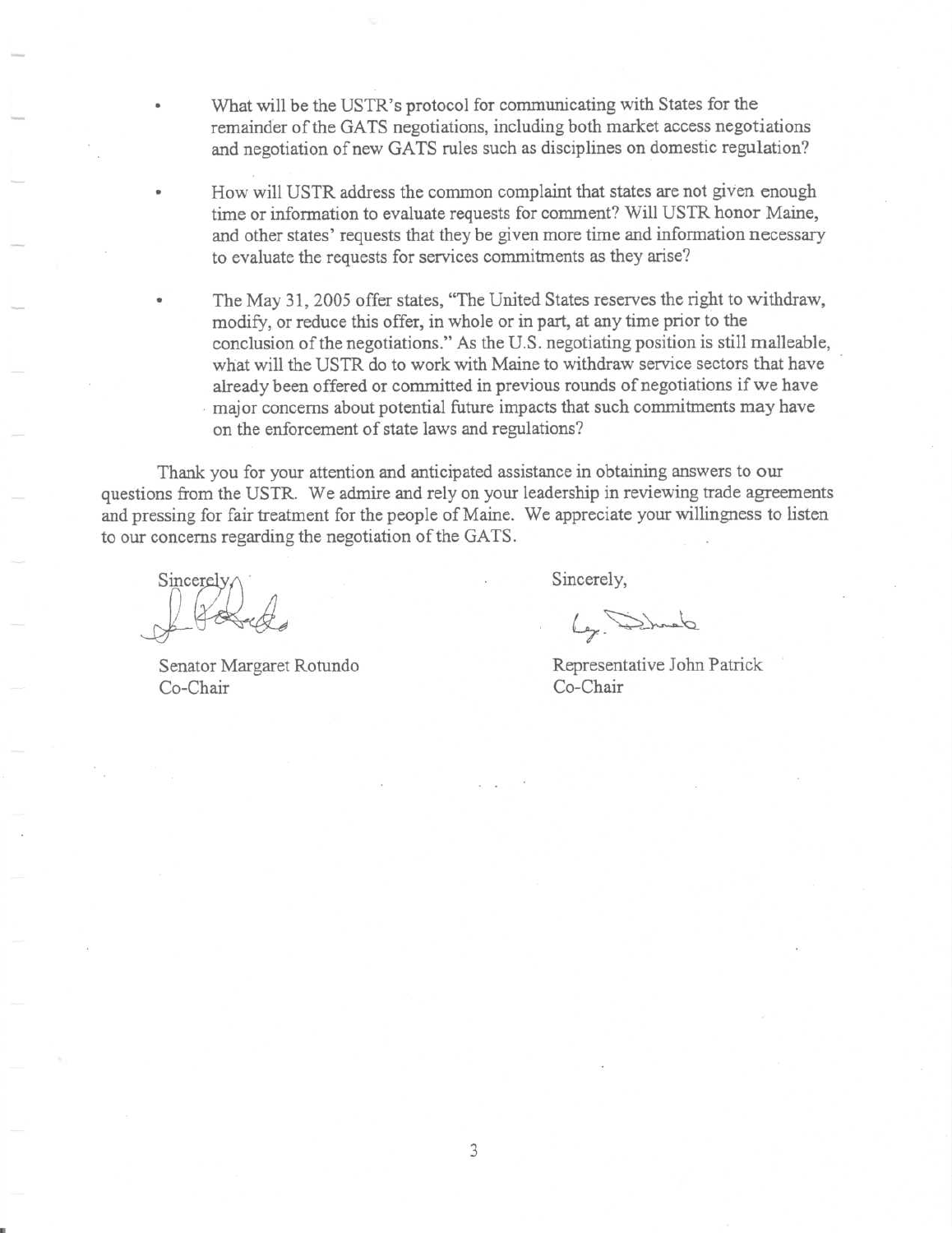- What will be the USTR's protocol for communicating with States for the remainder of the GATS negotiations, including both market access negotiations and negotiation of new GATS rules such as disciplines on domestic regulation?

- How will USTR address the common complaint that states are not given enough time or information to evaluate requests for comment? Will USTR honor Maine, and other states' requests that they be given more time and information necessary to evaluate the requests for services commitments as they arise?

- The May 31, 2005 offer states, "The United States reserves the right to withdraw, modify, or reduce this offer, in whole or in part, at any time prior to the conclusion of the negotiations." As the U.S. negotiating position is still malleable, what will the USTR do to work with Maine to withdraw service sectors that have already been offered or committed in previous rounds of negotiations if we have major concerns about potential future impacts that such commitments may have on the enforcement of state laws and regulations?

Thank you for your attention and anticipated assistance in obtaining answers to our questions from the USTR. We admire and rely on your leadership in reviewing trade agreements and pressing for fair treatment for the people of Maine. We appreciate your willingness to listen to our concerns regarding the negotiation of the GATS.

Sincerely,

Senator Margaret Rotundo
Co-Chair

Sincerely,

Representative John Patrick
Co-Chair